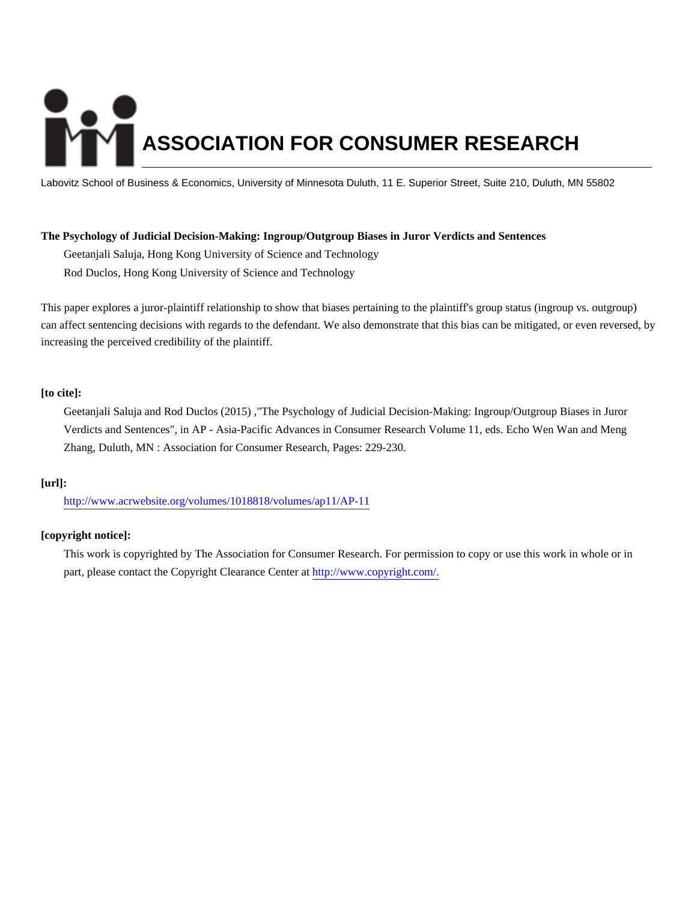# ASSOCIATION FOR CONSUMER RESEARCH

Labovitz School of Business & Economics, University of Minnesota Duluth, 11 E. Superior Street, Suite 210, Duluth, MN 55802

**The Psychology of Judicial Decision-Making: Ingroup/Outgroup Biases in Juror Verdicts and Sentences**

Geetanjali Saluja, Hong Kong University of Science and Technology

Rod Duclos, Hong Kong University of Science and Technology

This paper explores a juror-plaintiff relationship to show that biases pertaining to the plaintiff's group status (ingroup vs. outgroup) can affect sentencing decisions with regards to the defendant. We also demonstrate that this bias can be mitigated, or even reversed, by increasing the perceived credibility of the plaintiff.

**[to cite]:**

Geetanjali Saluja and Rod Duclos (2015) ,"The Psychology of Judicial Decision-Making: Ingroup/Outgroup Biases in Juror Verdicts and Sentences", in AP - Asia-Pacific Advances in Consumer Research Volume 11, eds. Echo Wen Wan and Meng Zhang, Duluth, MN : Association for Consumer Research, Pages: 229-230.

**[url]:**

http://www.acrwebsite.org/volumes/1018818/volumes/ap11/AP-11

**[copyright notice]:**

This work is copyrighted by The Association for Consumer Research. For permission to copy or use this work in whole or in part, please contact the Copyright Clearance Center at http://www.copyright.com/.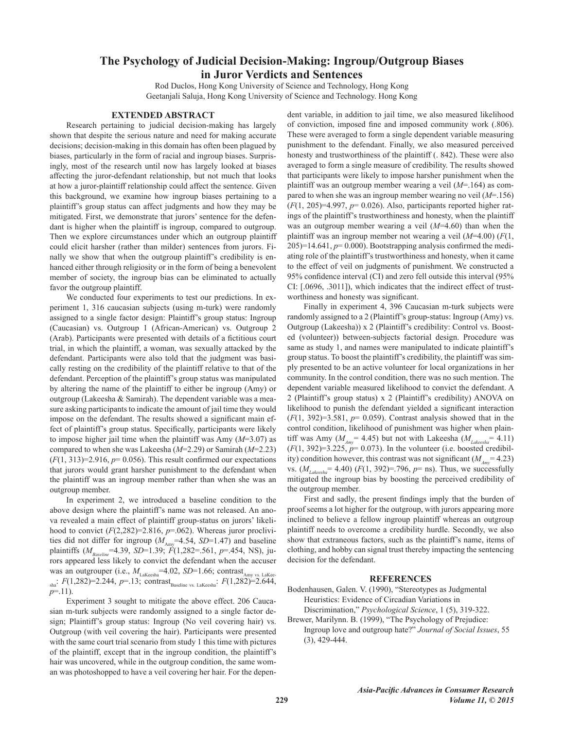# The Psychology of Judicial Decision-Making: Ingroup/Outgroup Biases in Juror Verdicts and Sentences

Rod Duclos, Hong Kong University of Science and Technology, Hong Kong
Geetanjali Saluja, Hong Kong University of Science and Technology. Hong Kong

## EXTENDED ABSTRACT

Research pertaining to judicial decision-making has largely shown that despite the serious nature and need for making accurate decisions; decision-making in this domain has often been plagued by biases, particularly in the form of racial and ingroup biases. Surprisingly, most of the research until now has largely looked at biases affecting the juror-defendant relationship, but not much that looks at how a juror-plaintiff relationship could affect the sentence. Given this background, we examine how ingroup biases pertaining to a plaintiff's group status can affect judgments and how they may be mitigated. First, we demonstrate that jurors' sentence for the defendant is higher when the plaintiff is ingroup, compared to outgroup. Then we explore circumstances under which an outgroup plaintiff could elicit harsher (rather than milder) sentences from jurors. Finally we show that when the outgroup plaintiff's credibility is enhanced either through religiosity or in the form of being a benevolent member of society, the ingroup bias can be eliminated to actually favor the outgroup plaintiff.

We conducted four experiments to test our predictions. In experiment 1, 316 caucasian subjects (using m-turk) were randomly assigned to a single factor design: Plaintiff's group status: Ingroup (Caucasian) vs. Outgroup 1 (African-American) vs. Outgroup 2 (Arab). Participants were presented with details of a fictitious court trial, in which the plaintiff, a woman, was sexually attacked by the defendant. Participants were also told that the judgment was basically resting on the credibility of the plaintiff relative to that of the defendant. Perception of the plaintiff's group status was manipulated by altering the name of the plaintiff to either be ingroup (Amy) or outgroup (Lakeesha & Samirah). The dependent variable was a measure asking participants to indicate the amount of jail time they would impose on the defendant. The results showed a significant main effect of plaintiff's group status. Specifically, participants were likely to impose higher jail time when the plaintiff was Amy ($M$=3.07) as compared to when she was Lakeesha ($M$=2.29) or Samirah ($M$=2.23) ($F(1, 313)$=2.916, $p$= 0.056). This result confirmed our expectations that jurors would grant harsher punishment to the defendant when the plaintiff was an ingroup member rather than when she was an outgroup member.

In experiment 2, we introduced a baseline condition to the above design where the plaintiff's name was not released. An anova revealed a main effect of plaintiff group-status on jurors' likelihood to convict ($F(2,282)$=2.816, $p$=.062). Whereas juror proclivities did not differ for ingroup ($M_{Amy}$=4.54, $SD$=1.47) and baseline plaintiffs ($M_{Baseline}$=4.39, $SD$=1.39; $F(1,282)$=.561, $p$=.454, NS), jurors appeared less likely to convict the defendant when the accuser was an outgrouper (i.e., $M_{LaKeesha}$=4.02, $SD$=1.66; contrast$_{Amy\ vs.\ LaKeesha}$: $F(1,282)$=2.244, $p$=.13; contrast$_{Baseline\ vs.\ LaKeesha}$: $F(1,282)$=2.644, $p$=.11).

Experiment 3 sought to mitigate the above effect. 206 Caucasian m-turk subjects were randomly assigned to a single factor design; Plaintiff's group status: Ingroup (No veil covering hair) vs. Outgroup (with veil covering the hair). Participants were presented with the same court trial scenario from study 1 this time with pictures of the plaintiff, except that in the ingroup condition, the plaintiff's hair was uncovered, while in the outgroup condition, the same woman was photoshopped to have a veil covering her hair. For the dependent variable, in addition to jail time, we also measured likelihood of conviction, imposed fine and imposed community work (.806). These were averaged to form a single dependent variable measuring punishment to the defendant. Finally, we also measured perceived honesty and trustworthiness of the plaintiff (. 842). These were also averaged to form a single measure of credibility. The results showed that participants were likely to impose harsher punishment when the plaintiff was an outgroup member wearing a veil ($M$=.164) as compared to when she was an ingroup member wearing no veil ($M$=.156) ($F(1, 205)$=4.997, $p$= 0.026). Also, participants reported higher ratings of the plaintiff's trustworthiness and honesty, when the plaintiff was an outgroup member wearing a veil ($M$=4.60) than when the plaintiff was an ingroup member not wearing a veil ($M$=4.00) ($F(1, 205)$=14.641, $p$= 0.000). Bootstrapping analysis confirmed the mediating role of the plaintiff's trustworthiness and honesty, when it came to the effect of veil on judgments of punishment. We constructed a 95% confidence interval (CI) and zero fell outside this interval (95% CI: [.0696, .3011]), which indicates that the indirect effect of trustworthiness and honesty was significant.

Finally in experiment 4, 396 Caucasian m-turk subjects were randomly assigned to a 2 (Plaintiff's group-status: Ingroup (Amy) vs. Outgroup (Lakeesha)) x 2 (Plaintiff's credibility: Control vs. Boosted (volunteer)) between-subjects factorial design. Procedure was same as study 1, and names were manipulated to indicate plaintiff's group status. To boost the plaintiff's credibility, the plaintiff was simply presented to be an active volunteer for local organizations in her community. In the control condition, there was no such mention. The dependent variable measured likelihood to convict the defendant. A 2 (Plaintiff's group status) x 2 (Plaintiff's credibility) ANOVA on likelihood to punish the defendant yielded a significant interaction ($F(1, 392)$=3.581, $p$= 0.059). Contrast analysis showed that in the control condition, likelihood of punishment was higher when plaintiff was Amy ($M_{Amy}$= 4.45) but not with Lakeesha ($M_{Lakeesha}$= 4.11) ($F(1, 392)$=3.225, $p$= 0.073). In the volunteer (i.e. boosted credibility) condition however, this contrast was not significant ($M_{Amy}$= 4.23) vs. ($M_{Lakeesha}$= 4.40) ($F(1, 392)$=.796, $p$= ns). Thus, we successfully mitigated the ingroup bias by boosting the perceived credibility of the outgroup member.

First and sadly, the present findings imply that the burden of proof seems a lot higher for the outgroup, with jurors appearing more inclined to believe a fellow ingroup plaintiff whereas an outgroup plaintiff needs to overcome a credibility hurdle. Secondly, we also show that extraneous factors, such as the plaintiff's name, items of clothing, and hobby can signal trust thereby impacting the sentencing decision for the defendant.

## REFERENCES

Bodenhausen, Galen. V. (1990), "Stereotypes as Judgmental Heuristics: Evidence of Circadian Variations in Discrimination," *Psychological Science*, 1 (5), 319-322.

Brewer, Marilynn. B. (1999), "The Psychology of Prejudice: Ingroup love and outgroup hate?" *Journal of Social Issues*, 55 (3), 429-444.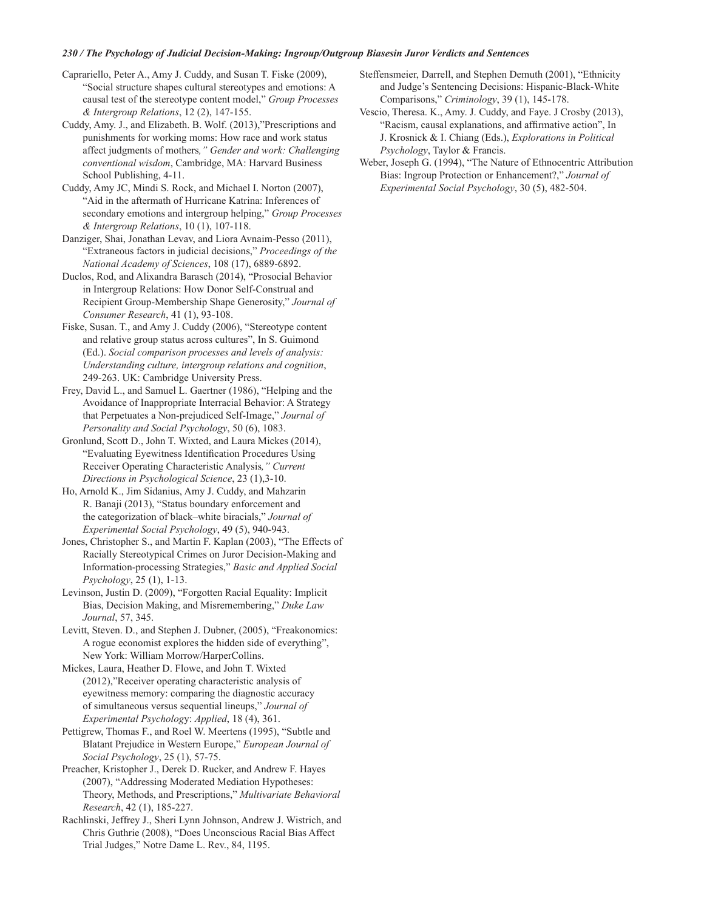Caprariello, Peter A., Amy J. Cuddy, and Susan T. Fiske (2009), "Social structure shapes cultural stereotypes and emotions: A causal test of the stereotype content model," *Group Processes & Intergroup Relations*, 12 (2), 147-155.

Cuddy, Amy. J., and Elizabeth. B. Wolf. (2013),"Prescriptions and punishments for working moms: How race and work status affect judgments of mothers*," Gender and work: Challenging conventional wisdom*, Cambridge, MA: Harvard Business School Publishing, 4-11.

Cuddy, Amy JC, Mindi S. Rock, and Michael I. Norton (2007), "Aid in the aftermath of Hurricane Katrina: Inferences of secondary emotions and intergroup helping," *Group Processes & Intergroup Relations*, 10 (1), 107-118.

Danziger, Shai, Jonathan Levav, and Liora Avnaim-Pesso (2011), "Extraneous factors in judicial decisions," *Proceedings of the National Academy of Sciences*, 108 (17), 6889-6892.

Duclos, Rod, and Alixandra Barasch (2014), "Prosocial Behavior in Intergroup Relations: How Donor Self-Construal and Recipient Group-Membership Shape Generosity," *Journal of Consumer Research*, 41 (1), 93-108.

Fiske, Susan. T., and Amy J. Cuddy (2006), "Stereotype content and relative group status across cultures", In S. Guimond (Ed.). *Social comparison processes and levels of analysis: Understanding culture, intergroup relations and cognition*, 249-263. UK: Cambridge University Press.

Frey, David L., and Samuel L. Gaertner (1986), "Helping and the Avoidance of Inappropriate Interracial Behavior: A Strategy that Perpetuates a Non-prejudiced Self-Image," *Journal of Personality and Social Psychology*, 50 (6), 1083.

Gronlund, Scott D., John T. Wixted, and Laura Mickes (2014), "Evaluating Eyewitness Identification Procedures Using Receiver Operating Characteristic Analysis*," Current Directions in Psychological Science*, 23 (1),3-10.

Ho, Arnold K., Jim Sidanius, Amy J. Cuddy, and Mahzarin R. Banaji (2013), "Status boundary enforcement and the categorization of black–white biracials," *Journal of Experimental Social Psychology*, 49 (5), 940-943.

Jones, Christopher S., and Martin F. Kaplan (2003), "The Effects of Racially Stereotypical Crimes on Juror Decision-Making and Information-processing Strategies," *Basic and Applied Social Psychology*, 25 (1), 1-13.

Levinson, Justin D. (2009), "Forgotten Racial Equality: Implicit Bias, Decision Making, and Misremembering," *Duke Law Journal*, 57, 345.

Levitt, Steven. D., and Stephen J. Dubner, (2005), "Freakonomics: A rogue economist explores the hidden side of everything", New York: William Morrow/HarperCollins.

Mickes, Laura, Heather D. Flowe, and John T. Wixted (2012),"Receiver operating characteristic analysis of eyewitness memory: comparing the diagnostic accuracy of simultaneous versus sequential lineups," *Journal of Experimental Psychology*: *Applied*, 18 (4), 361.

Pettigrew, Thomas F., and Roel W. Meertens (1995), "Subtle and Blatant Prejudice in Western Europe," *European Journal of Social Psychology*, 25 (1), 57-75.

Preacher, Kristopher J., Derek D. Rucker, and Andrew F. Hayes (2007), "Addressing Moderated Mediation Hypotheses: Theory, Methods, and Prescriptions," *Multivariate Behavioral Research*, 42 (1), 185-227.

Rachlinski, Jeffrey J., Sheri Lynn Johnson, Andrew J. Wistrich, and Chris Guthrie (2008), "Does Unconscious Racial Bias Affect Trial Judges," Notre Dame L. Rev., 84, 1195.

Steffensmeier, Darrell, and Stephen Demuth (2001), "Ethnicity and Judge's Sentencing Decisions: Hispanic-Black-White Comparisons," *Criminology*, 39 (1), 145-178.

Vescio, Theresa. K., Amy. J. Cuddy, and Faye. J Crosby (2013), "Racism, causal explanations, and affirmative action", In J. Krosnick & I. Chiang (Eds.), *Explorations in Political Psychology*, Taylor & Francis.

Weber, Joseph G. (1994), "The Nature of Ethnocentric Attribution Bias: Ingroup Protection or Enhancement?," *Journal of Experimental Social Psychology*, 30 (5), 482-504.